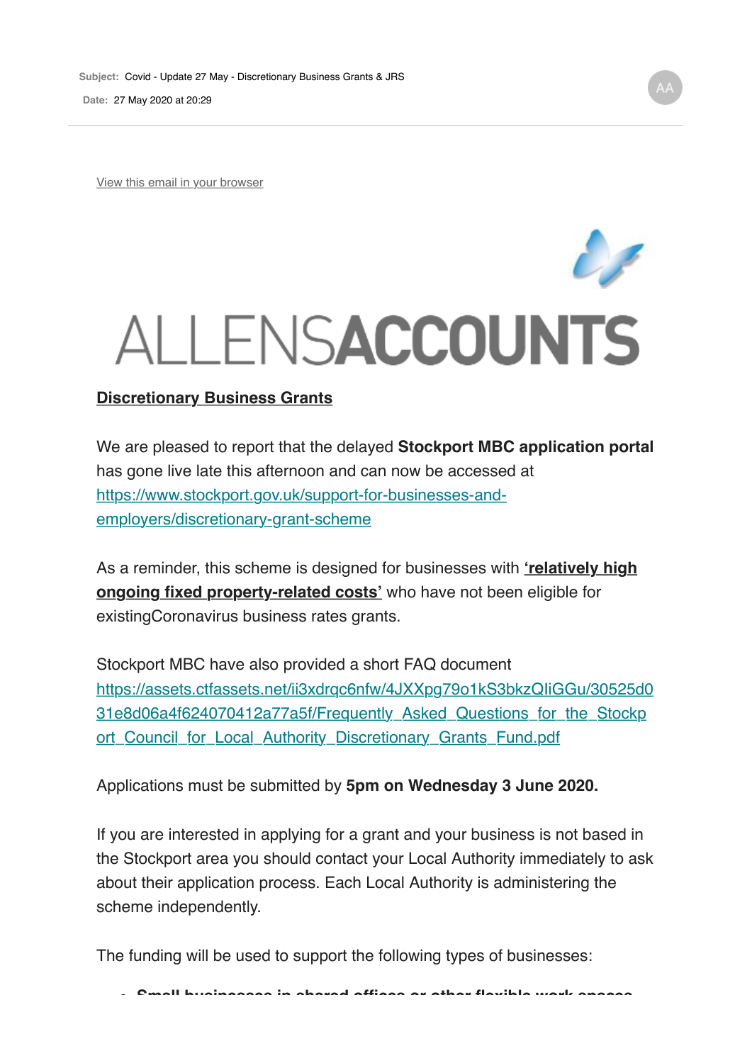Subject: Covid - Update 27 May - Discretionary Business Grants & JRS

Date: 27 May 2020 at 20:29

View this email in your browser

ALLENSACCOUNTS

## Discretionary Business Grants

We are pleased to report that the delayed **Stockport MBC application portal** has gone live late this afternoon and can now be accessed at https://www.stockport.gov.uk/support-for-businesses-and-employers/discretionary-grant-scheme

As a reminder, this scheme is designed for businesses with **'relatively high ongoing fixed property-related costs'** who have not been eligible for existingCoronavirus business rates grants.

Stockport MBC have also provided a short FAQ document https://assets.ctfassets.net/ii3xdrqc6nfw/4JXXpg79o1kS3bkzQIiGGu/30525d031e8d06a4f624070412a77a5f/Frequently_Asked_Questions_for_the_Stockport_Council_for_Local_Authority_Discretionary_Grants_Fund.pdf

Applications must be submitted by **5pm on Wednesday 3 June 2020.**

If you are interested in applying for a grant and your business is not based in the Stockport area you should contact your Local Authority immediately to ask about their application process. Each Local Authority is administering the scheme independently.

The funding will be used to support the following types of businesses: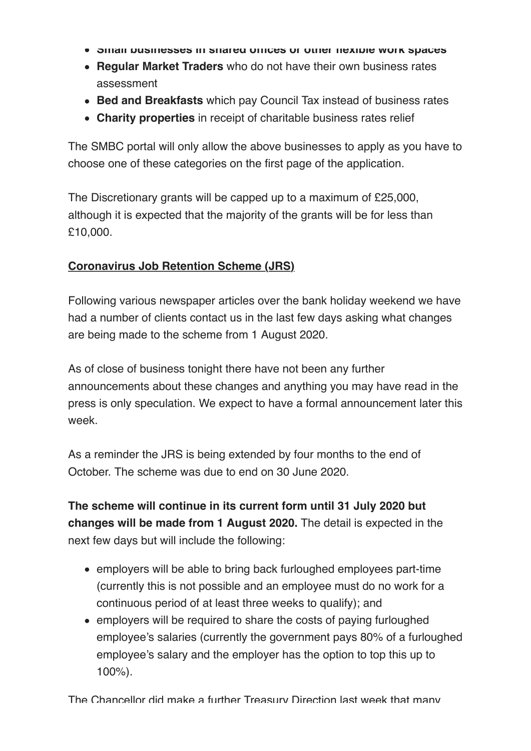- **Small businesses in shared offices or other flexible work spaces**
- **Regular Market Traders** who do not have their own business rates assessment
- **Bed and Breakfasts** which pay Council Tax instead of business rates
- **Charity properties** in receipt of charitable business rates relief

The SMBC portal will only allow the above businesses to apply as you have to choose one of these categories on the first page of the application.

The Discretionary grants will be capped up to a maximum of £25,000, although it is expected that the majority of the grants will be for less than £10,000.

**Coronavirus Job Retention Scheme (JRS)**

Following various newspaper articles over the bank holiday weekend we have had a number of clients contact us in the last few days asking what changes are being made to the scheme from 1 August 2020.

As of close of business tonight there have not been any further announcements about these changes and anything you may have read in the press is only speculation. We expect to have a formal announcement later this week.

As a reminder the JRS is being extended by four months to the end of October. The scheme was due to end on 30 June 2020.

**The scheme will continue in its current form until 31 July 2020 but changes will be made from 1 August 2020.** The detail is expected in the next few days but will include the following:

- employers will be able to bring back furloughed employees part-time (currently this is not possible and an employee must do no work for a continuous period of at least three weeks to qualify); and
- employers will be required to share the costs of paying furloughed employee's salaries (currently the government pays 80% of a furloughed employee's salary and the employer has the option to top this up to 100%).

The Chancellor did make a further Treasury Direction last week that many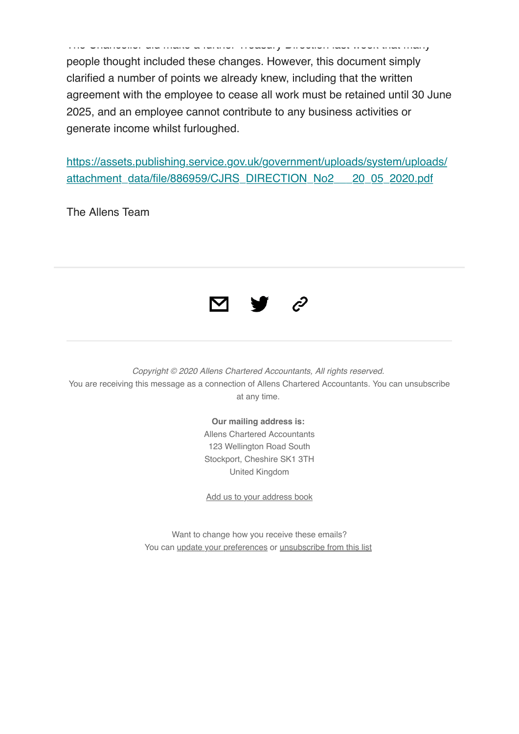The Chancellor did make a further Treasury Direction last week that many people thought included these changes. However, this document simply clarified a number of points we already knew, including that the written agreement with the employee to cease all work must be retained until 30 June 2025, and an employee cannot contribute to any business activities or generate income whilst furloughed.

https://assets.publishing.service.gov.uk/government/uploads/system/uploads/attachment_data/file/886959/CJRS_DIRECTION_No2___20_05_2020.pdf

The Allens Team

---

*Copyright © 2020 Allens Chartered Accountants, All rights reserved.*
You are receiving this message as a connection of Allens Chartered Accountants. You can unsubscribe at any time.

**Our mailing address is:**
Allens Chartered Accountants
123 Wellington Road South
Stockport, Cheshire SK1 3TH
United Kingdom

Add us to your address book

Want to change how you receive these emails?
You can update your preferences or unsubscribe from this list